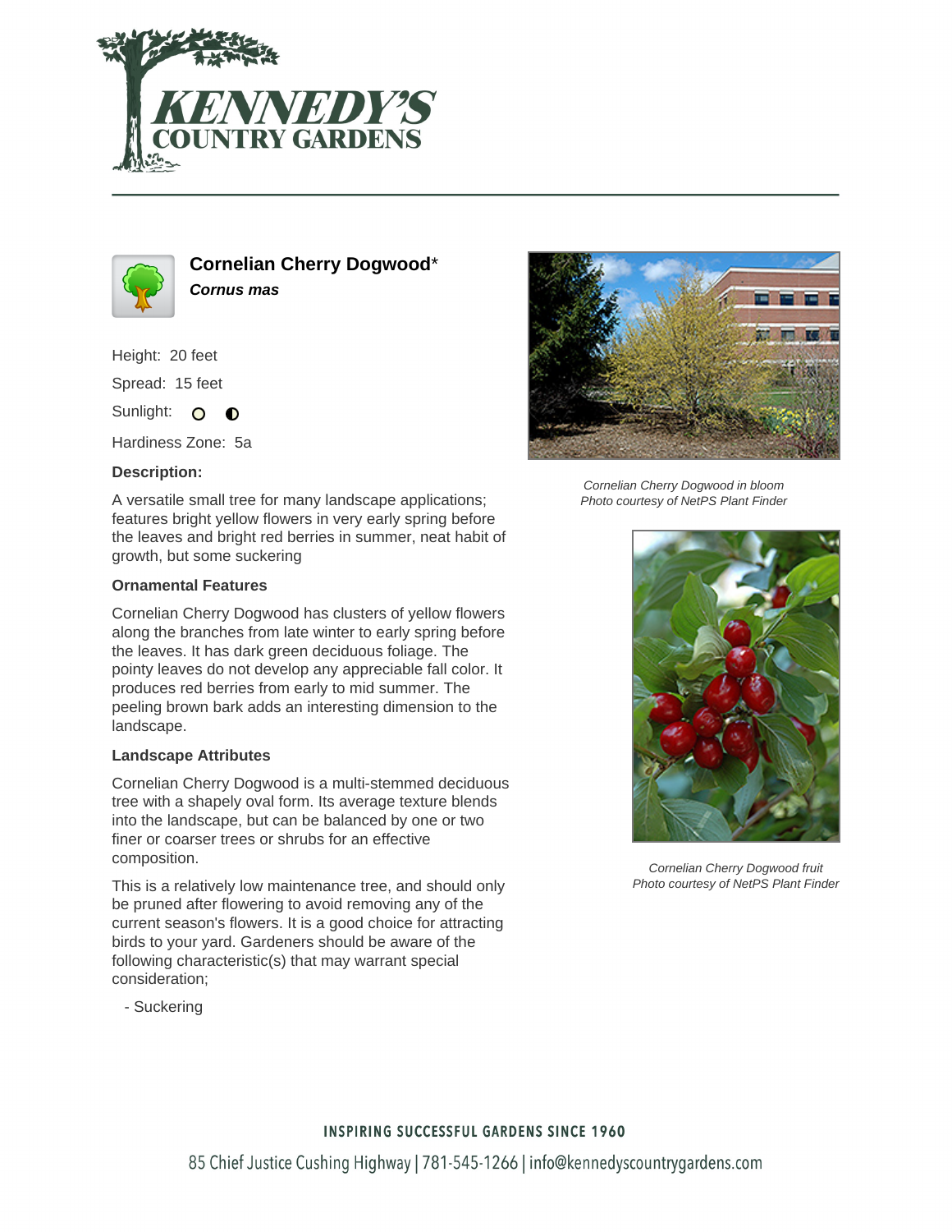# Cornelian Cherry Dogwood*

***Cornus mas***

Height: 20 feet

Spread: 15 feet

Sunlight: ○ ◐

Hardiness Zone: 5a

**Description:**

A versatile small tree for many landscape applications; features bright yellow flowers in very early spring before the leaves and bright red berries in summer, neat habit of growth, but some suckering

### Ornamental Features

Cornelian Cherry Dogwood has clusters of yellow flowers along the branches from late winter to early spring before the leaves. It has dark green deciduous foliage. The pointy leaves do not develop any appreciable fall color. It produces red berries from early to mid summer. The peeling brown bark adds an interesting dimension to the landscape.

### Landscape Attributes

Cornelian Cherry Dogwood is a multi-stemmed deciduous tree with a shapely oval form. Its average texture blends into the landscape, but can be balanced by one or two finer or coarser trees or shrubs for an effective composition.

This is a relatively low maintenance tree, and should only be pruned after flowering to avoid removing any of the current season's flowers. It is a good choice for attracting birds to your yard. Gardeners should be aware of the following characteristic(s) that may warrant special consideration;

- Suckering

*Cornelian Cherry Dogwood in bloom*
*Photo courtesy of NetPS Plant Finder*

*Cornelian Cherry Dogwood fruit*
*Photo courtesy of NetPS Plant Finder*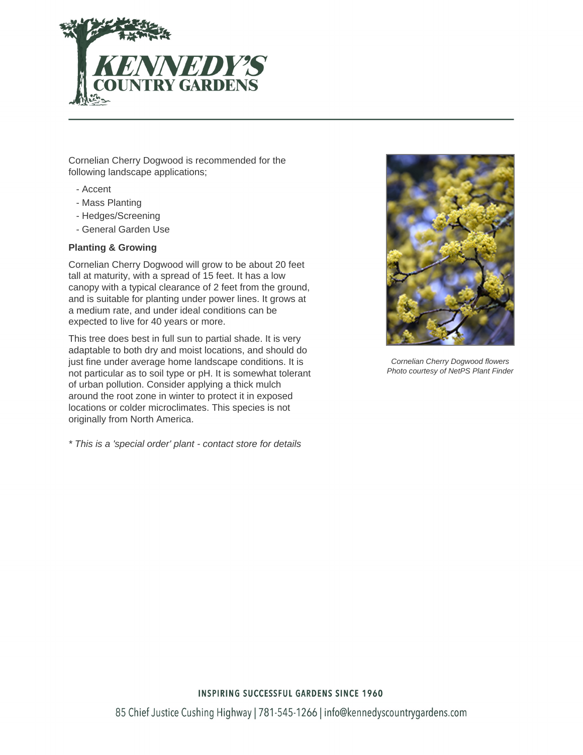Cornelian Cherry Dogwood is recommended for the following landscape applications;

- Accent
- Mass Planting
- Hedges/Screening
- General Garden Use

**Planting & Growing**

Cornelian Cherry Dogwood will grow to be about 20 feet tall at maturity, with a spread of 15 feet. It has a low canopy with a typical clearance of 2 feet from the ground, and is suitable for planting under power lines. It grows at a medium rate, and under ideal conditions can be expected to live for 40 years or more.

This tree does best in full sun to partial shade. It is very adaptable to both dry and moist locations, and should do just fine under average home landscape conditions. It is not particular as to soil type or pH. It is somewhat tolerant of urban pollution. Consider applying a thick mulch around the root zone in winter to protect it in exposed locations or colder microclimates. This species is not originally from North America.

*\* This is a 'special order' plant - contact store for details*

*Cornelian Cherry Dogwood flowers*
*Photo courtesy of NetPS Plant Finder*